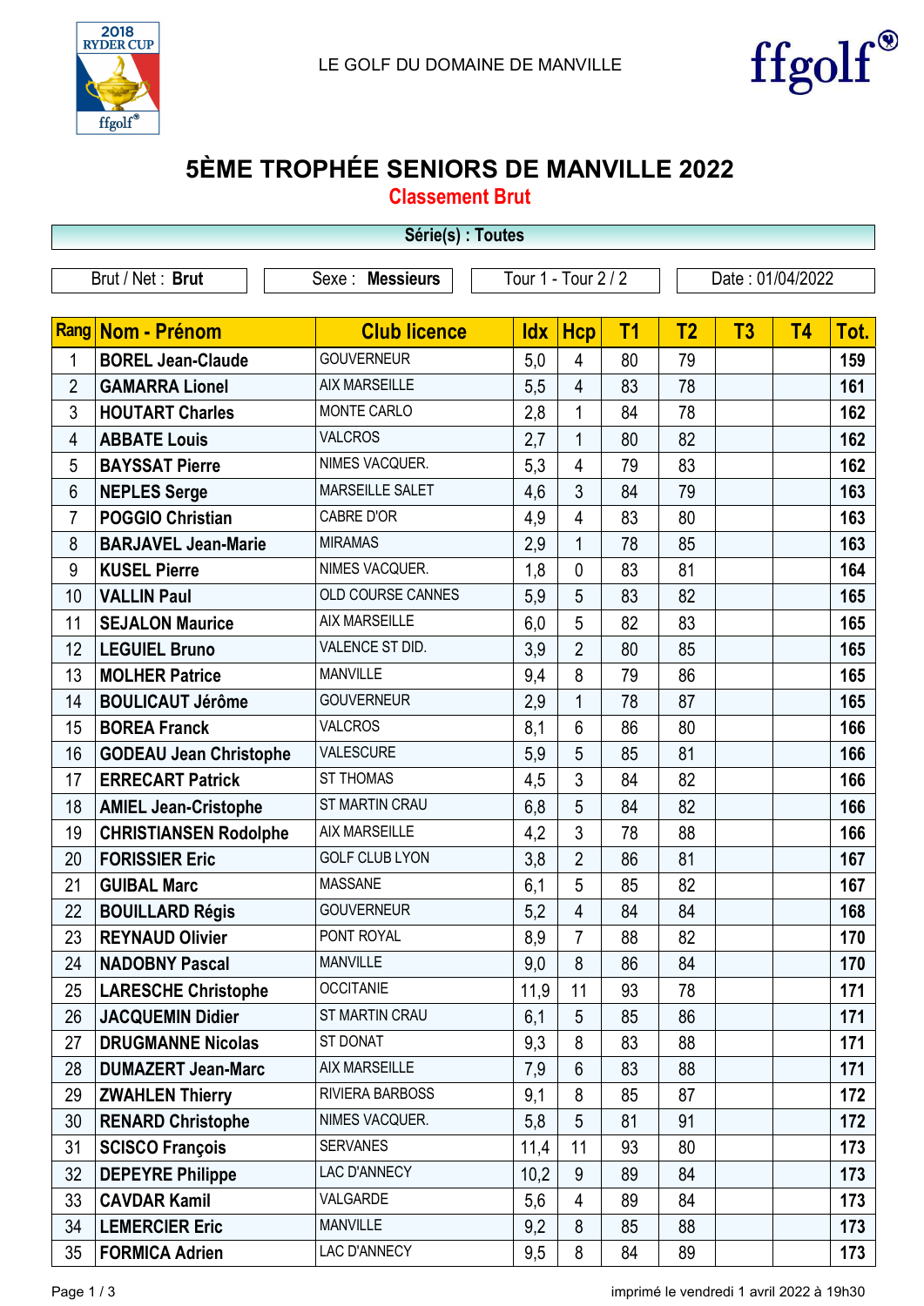LE GOLF DU DOMAINE DE MANVILLE

# 5ÈME TROPHÉE SENIORS DE MANVILLE 2022

## Classement Brut

**Série(s) : Toutes**

| Brut / Net : **Brut** | Sexe : **Messieurs** | Tour 1 - Tour 2 / 2 | Date : 01/04/2022 |
|---|---|---|---|

| Rang | Nom - Prénom | Club licence | Idx | Hcp | T1 | T2 | T3 | T4 | Tot. |
|---|---|---|---|---|---|---|---|---|---|
| 1 | **BOREL Jean-Claude** | GOUVERNEUR | 5,0 | 4 | 80 | 79 | | | **159** |
| 2 | **GAMARRA Lionel** | AIX MARSEILLE | 5,5 | 4 | 83 | 78 | | | **161** |
| 3 | **HOUTART Charles** | MONTE CARLO | 2,8 | 1 | 84 | 78 | | | **162** |
| 4 | **ABBATE Louis** | VALCROS | 2,7 | 1 | 80 | 82 | | | **162** |
| 5 | **BAYSSAT Pierre** | NIMES VACQUER. | 5,3 | 4 | 79 | 83 | | | **162** |
| 6 | **NEPLES Serge** | MARSEILLE SALET | 4,6 | 3 | 84 | 79 | | | **163** |
| 7 | **POGGIO Christian** | CABRE D'OR | 4,9 | 4 | 83 | 80 | | | **163** |
| 8 | **BARJAVEL Jean-Marie** | MIRAMAS | 2,9 | 1 | 78 | 85 | | | **163** |
| 9 | **KUSEL Pierre** | NIMES VACQUER. | 1,8 | 0 | 83 | 81 | | | **164** |
| 10 | **VALLIN Paul** | OLD COURSE CANNES | 5,9 | 5 | 83 | 82 | | | **165** |
| 11 | **SEJALON Maurice** | AIX MARSEILLE | 6,0 | 5 | 82 | 83 | | | **165** |
| 12 | **LEGUIEL Bruno** | VALENCE ST DID. | 3,9 | 2 | 80 | 85 | | | **165** |
| 13 | **MOLHER Patrice** | MANVILLE | 9,4 | 8 | 79 | 86 | | | **165** |
| 14 | **BOULICAUT Jérôme** | GOUVERNEUR | 2,9 | 1 | 78 | 87 | | | **165** |
| 15 | **BOREA Franck** | VALCROS | 8,1 | 6 | 86 | 80 | | | **166** |
| 16 | **GODEAU Jean Christophe** | VALESCURE | 5,9 | 5 | 85 | 81 | | | **166** |
| 17 | **ERRECART Patrick** | ST THOMAS | 4,5 | 3 | 84 | 82 | | | **166** |
| 18 | **AMIEL Jean-Cristophe** | ST MARTIN CRAU | 6,8 | 5 | 84 | 82 | | | **166** |
| 19 | **CHRISTIANSEN Rodolphe** | AIX MARSEILLE | 4,2 | 3 | 78 | 88 | | | **166** |
| 20 | **FORISSIER Eric** | GOLF CLUB LYON | 3,8 | 2 | 86 | 81 | | | **167** |
| 21 | **GUIBAL Marc** | MASSANE | 6,1 | 5 | 85 | 82 | | | **167** |
| 22 | **BOUILLARD Régis** | GOUVERNEUR | 5,2 | 4 | 84 | 84 | | | **168** |
| 23 | **REYNAUD Olivier** | PONT ROYAL | 8,9 | 7 | 88 | 82 | | | **170** |
| 24 | **NADOBNY Pascal** | MANVILLE | 9,0 | 8 | 86 | 84 | | | **170** |
| 25 | **LARESCHE Christophe** | OCCITANIE | 11,9 | 11 | 93 | 78 | | | **171** |
| 26 | **JACQUEMIN Didier** | ST MARTIN CRAU | 6,1 | 5 | 85 | 86 | | | **171** |
| 27 | **DRUGMANNE Nicolas** | ST DONAT | 9,3 | 8 | 83 | 88 | | | **171** |
| 28 | **DUMAZERT Jean-Marc** | AIX MARSEILLE | 7,9 | 6 | 83 | 88 | | | **171** |
| 29 | **ZWAHLEN Thierry** | RIVIERA BARBOSS | 9,1 | 8 | 85 | 87 | | | **172** |
| 30 | **RENARD Christophe** | NIMES VACQUER. | 5,8 | 5 | 81 | 91 | | | **172** |
| 31 | **SCISCO François** | SERVANES | 11,4 | 11 | 93 | 80 | | | **173** |
| 32 | **DEPEYRE Philippe** | LAC D'ANNECY | 10,2 | 9 | 89 | 84 | | | **173** |
| 33 | **CAVDAR Kamil** | VALGARDE | 5,6 | 4 | 89 | 84 | | | **173** |
| 34 | **LEMERCIER Eric** | MANVILLE | 9,2 | 8 | 85 | 88 | | | **173** |
| 35 | **FORMICA Adrien** | LAC D'ANNECY | 9,5 | 8 | 84 | 89 | | | **173** |

imprimé le vendredi 1 avril 2022 à 19h30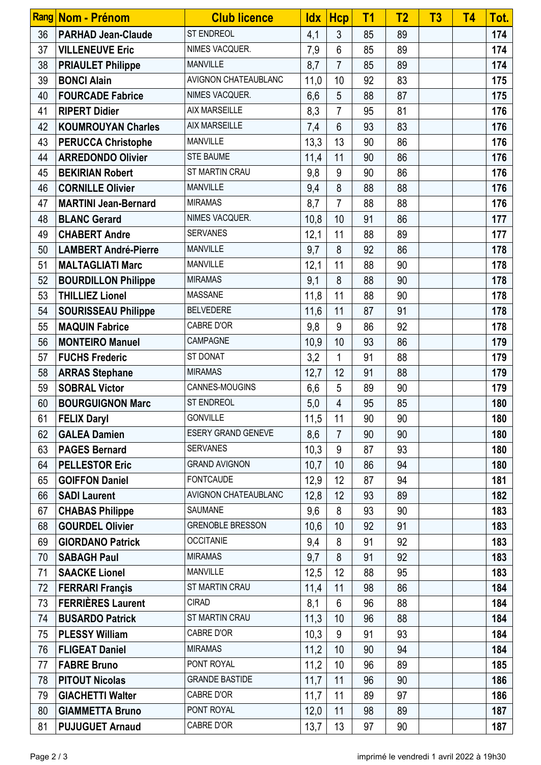| Rang | Nom - Prénom | Club licence | Idx | Hcp | T1 | T2 | T3 | T4 | Tot. |
|---|---|---|---|---|---|---|---|---|---|
| 36 | **PARHAD Jean-Claude** | ST ENDREOL | 4,1 | 3 | 85 | 89 | | | **174** |
| 37 | **VILLENEUVE Eric** | NIMES VACQUER. | 7,9 | 6 | 85 | 89 | | | **174** |
| 38 | **PRIAULET Philippe** | MANVILLE | 8,7 | 7 | 85 | 89 | | | **174** |
| 39 | **BONCI Alain** | AVIGNON CHATEAUBLANC | 11,0 | 10 | 92 | 83 | | | **175** |
| 40 | **FOURCADE Fabrice** | NIMES VACQUER. | 6,6 | 5 | 88 | 87 | | | **175** |
| 41 | **RIPERT Didier** | AIX MARSEILLE | 8,3 | 7 | 95 | 81 | | | **176** |
| 42 | **KOUMROUYAN Charles** | AIX MARSEILLE | 7,4 | 6 | 93 | 83 | | | **176** |
| 43 | **PERUCCA Christophe** | MANVILLE | 13,3 | 13 | 90 | 86 | | | **176** |
| 44 | **ARREDONDO Olivier** | STE BAUME | 11,4 | 11 | 90 | 86 | | | **176** |
| 45 | **BEKIRIAN Robert** | ST MARTIN CRAU | 9,8 | 9 | 90 | 86 | | | **176** |
| 46 | **CORNILLE Olivier** | MANVILLE | 9,4 | 8 | 88 | 88 | | | **176** |
| 47 | **MARTINI Jean-Bernard** | MIRAMAS | 8,7 | 7 | 88 | 88 | | | **176** |
| 48 | **BLANC Gerard** | NIMES VACQUER. | 10,8 | 10 | 91 | 86 | | | **177** |
| 49 | **CHABERT Andre** | SERVANES | 12,1 | 11 | 88 | 89 | | | **177** |
| 50 | **LAMBERT André-Pierre** | MANVILLE | 9,7 | 8 | 92 | 86 | | | **178** |
| 51 | **MALTAGLIATI Marc** | MANVILLE | 12,1 | 11 | 88 | 90 | | | **178** |
| 52 | **BOURDILLON Philippe** | MIRAMAS | 9,1 | 8 | 88 | 90 | | | **178** |
| 53 | **THILLIEZ Lionel** | MASSANE | 11,8 | 11 | 88 | 90 | | | **178** |
| 54 | **SOURISSEAU Philippe** | BELVEDERE | 11,6 | 11 | 87 | 91 | | | **178** |
| 55 | **MAQUIN Fabrice** | CABRE D'OR | 9,8 | 9 | 86 | 92 | | | **178** |
| 56 | **MONTEIRO Manuel** | CAMPAGNE | 10,9 | 10 | 93 | 86 | | | **179** |
| 57 | **FUCHS Frederic** | ST DONAT | 3,2 | 1 | 91 | 88 | | | **179** |
| 58 | **ARRAS Stephane** | MIRAMAS | 12,7 | 12 | 91 | 88 | | | **179** |
| 59 | **SOBRAL Victor** | CANNES-MOUGINS | 6,6 | 5 | 89 | 90 | | | **179** |
| 60 | **BOURGUIGNON Marc** | ST ENDREOL | 5,0 | 4 | 95 | 85 | | | **180** |
| 61 | **FELIX Daryl** | GONVILLE | 11,5 | 11 | 90 | 90 | | | **180** |
| 62 | **GALEA Damien** | ESERY GRAND GENEVE | 8,6 | 7 | 90 | 90 | | | **180** |
| 63 | **PAGES Bernard** | SERVANES | 10,3 | 9 | 87 | 93 | | | **180** |
| 64 | **PELLESTOR Eric** | GRAND AVIGNON | 10,7 | 10 | 86 | 94 | | | **180** |
| 65 | **GOIFFON Daniel** | FONTCAUDE | 12,9 | 12 | 87 | 94 | | | **181** |
| 66 | **SADI Laurent** | AVIGNON CHATEAUBLANC | 12,8 | 12 | 93 | 89 | | | **182** |
| 67 | **CHABAS Philippe** | SAUMANE | 9,6 | 8 | 93 | 90 | | | **183** |
| 68 | **GOURDEL Olivier** | GRENOBLE BRESSON | 10,6 | 10 | 92 | 91 | | | **183** |
| 69 | **GIORDANO Patrick** | OCCITANIE | 9,4 | 8 | 91 | 92 | | | **183** |
| 70 | **SABAGH Paul** | MIRAMAS | 9,7 | 8 | 91 | 92 | | | **183** |
| 71 | **SAACKE Lionel** | MANVILLE | 12,5 | 12 | 88 | 95 | | | **183** |
| 72 | **FERRARI Françis** | ST MARTIN CRAU | 11,4 | 11 | 98 | 86 | | | **184** |
| 73 | **FERRIÈRES Laurent** | CIRAD | 8,1 | 6 | 96 | 88 | | | **184** |
| 74 | **BUSARDO Patrick** | ST MARTIN CRAU | 11,3 | 10 | 96 | 88 | | | **184** |
| 75 | **PLESSY William** | CABRE D'OR | 10,3 | 9 | 91 | 93 | | | **184** |
| 76 | **FLIGEAT Daniel** | MIRAMAS | 11,2 | 10 | 90 | 94 | | | **184** |
| 77 | **FABRE Bruno** | PONT ROYAL | 11,2 | 10 | 96 | 89 | | | **185** |
| 78 | **PITOUT Nicolas** | GRANDE BASTIDE | 11,7 | 11 | 96 | 90 | | | **186** |
| 79 | **GIACHETTI Walter** | CABRE D'OR | 11,7 | 11 | 89 | 97 | | | **186** |
| 80 | **GIAMMETTA Bruno** | PONT ROYAL | 12,0 | 11 | 98 | 89 | | | **187** |
| 81 | **PUJUGUET Arnaud** | CABRE D'OR | 13,7 | 13 | 97 | 90 | | | **187** |

imprimé le vendredi 1 avril 2022 à 19h30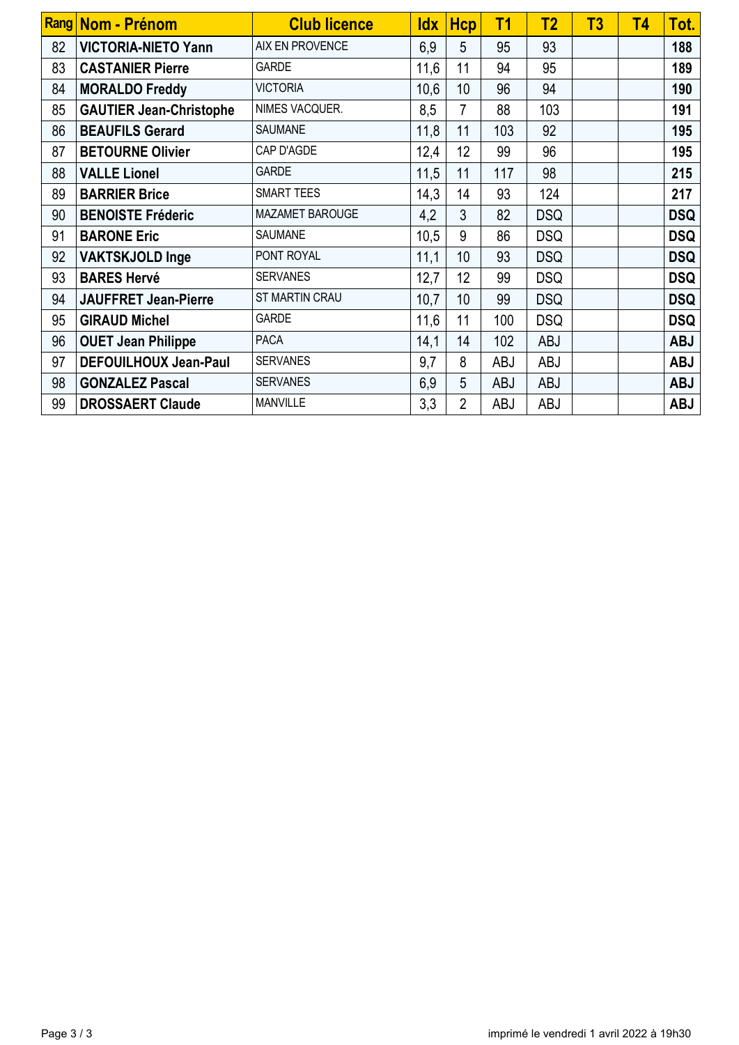| Rang | Nom - Prénom | Club licence | Idx | Hcp | T1 | T2 | T3 | T4 | Tot. |
|---|---|---|---|---|---|---|---|---|---|
| 82 | **VICTORIA-NIETO Yann** | AIX EN PROVENCE | 6,9 | 5 | 95 | 93 | | | **188** |
| 83 | **CASTANIER Pierre** | GARDE | 11,6 | 11 | 94 | 95 | | | **189** |
| 84 | **MORALDO Freddy** | VICTORIA | 10,6 | 10 | 96 | 94 | | | **190** |
| 85 | **GAUTIER Jean-Christophe** | NIMES VACQUER. | 8,5 | 7 | 88 | 103 | | | **191** |
| 86 | **BEAUFILS Gerard** | SAUMANE | 11,8 | 11 | 103 | 92 | | | **195** |
| 87 | **BETOURNE Olivier** | CAP D'AGDE | 12,4 | 12 | 99 | 96 | | | **195** |
| 88 | **VALLE Lionel** | GARDE | 11,5 | 11 | 117 | 98 | | | **215** |
| 89 | **BARRIER Brice** | SMART TEES | 14,3 | 14 | 93 | 124 | | | **217** |
| 90 | **BENOISTE Fréderic** | MAZAMET BAROUGE | 4,2 | 3 | 82 | DSQ | | | **DSQ** |
| 91 | **BARONE Eric** | SAUMANE | 10,5 | 9 | 86 | DSQ | | | **DSQ** |
| 92 | **VAKTSKJOLD Inge** | PONT ROYAL | 11,1 | 10 | 93 | DSQ | | | **DSQ** |
| 93 | **BARES Hervé** | SERVANES | 12,7 | 12 | 99 | DSQ | | | **DSQ** |
| 94 | **JAUFFRET Jean-Pierre** | ST MARTIN CRAU | 10,7 | 10 | 99 | DSQ | | | **DSQ** |
| 95 | **GIRAUD Michel** | GARDE | 11,6 | 11 | 100 | DSQ | | | **DSQ** |
| 96 | **OUET Jean Philippe** | PACA | 14,1 | 14 | 102 | ABJ | | | **ABJ** |
| 97 | **DEFOUILHOUX Jean-Paul** | SERVANES | 9,7 | 8 | ABJ | ABJ | | | **ABJ** |
| 98 | **GONZALEZ Pascal** | SERVANES | 6,9 | 5 | ABJ | ABJ | | | **ABJ** |
| 99 | **DROSSAERT Claude** | MANVILLE | 3,3 | 2 | ABJ | ABJ | | | **ABJ** |

imprimé le vendredi 1 avril 2022 à 19h30